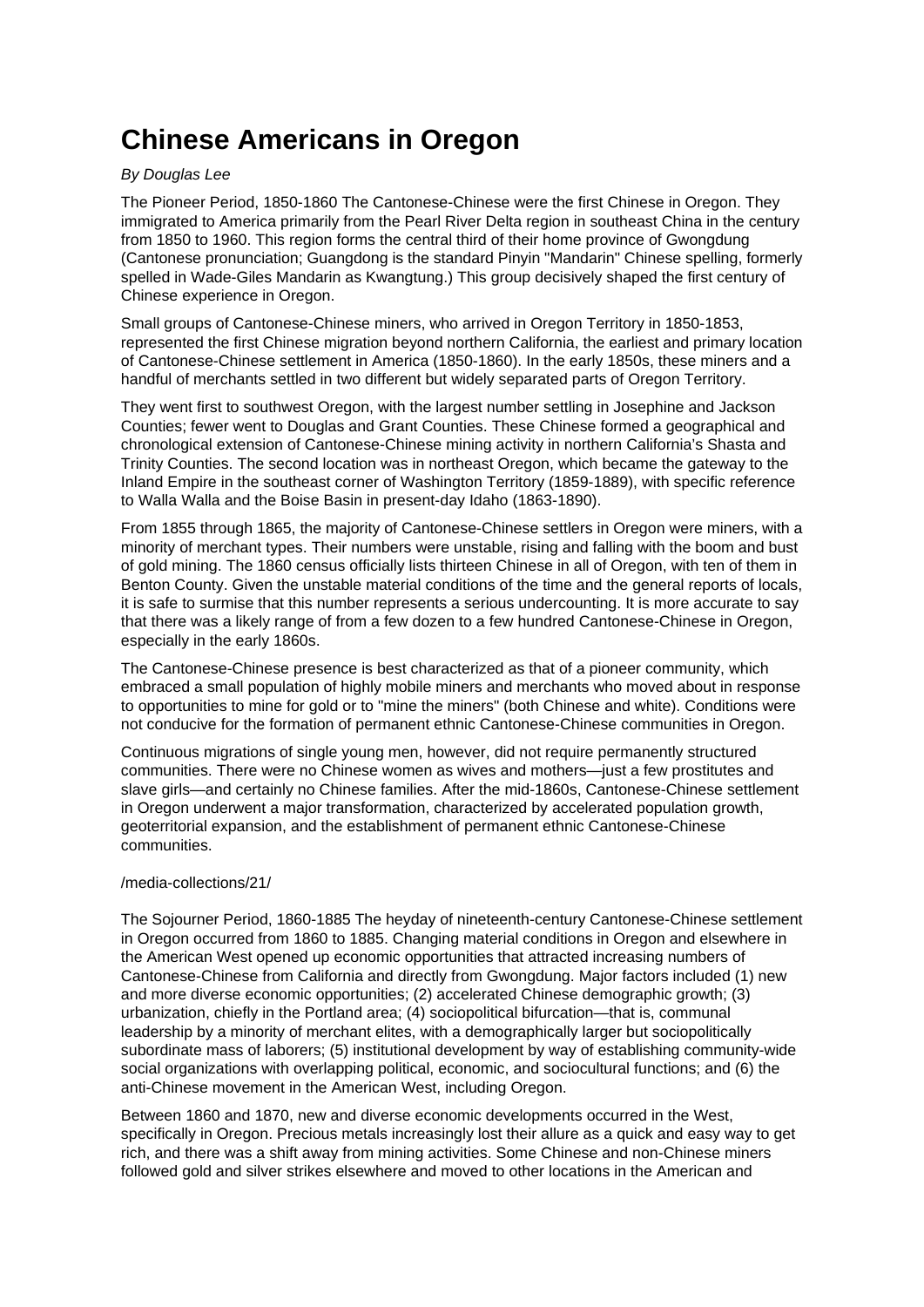# Chinese Americans in Oregon

*By Douglas Lee*

The Pioneer Period, 1850-1860 The Cantonese-Chinese were the first Chinese in Oregon. They immigrated to America primarily from the Pearl River Delta region in southeast China in the century from 1850 to 1960. This region forms the central third of their home province of Gwongdung (Cantonese pronunciation; Guangdong is the standard Pinyin "Mandarin" Chinese spelling, formerly spelled in Wade-Giles Mandarin as Kwangtung.) This group decisively shaped the first century of Chinese experience in Oregon.

Small groups of Cantonese-Chinese miners, who arrived in Oregon Territory in 1850-1853, represented the first Chinese migration beyond northern California, the earliest and primary location of Cantonese-Chinese settlement in America (1850-1860). In the early 1850s, these miners and a handful of merchants settled in two different but widely separated parts of Oregon Territory.

They went first to southwest Oregon, with the largest number settling in Josephine and Jackson Counties; fewer went to Douglas and Grant Counties. These Chinese formed a geographical and chronological extension of Cantonese-Chinese mining activity in northern California's Shasta and Trinity Counties. The second location was in northeast Oregon, which became the gateway to the Inland Empire in the southeast corner of Washington Territory (1859-1889), with specific reference to Walla Walla and the Boise Basin in present-day Idaho (1863-1890).

From 1855 through 1865, the majority of Cantonese-Chinese settlers in Oregon were miners, with a minority of merchant types. Their numbers were unstable, rising and falling with the boom and bust of gold mining. The 1860 census officially lists thirteen Chinese in all of Oregon, with ten of them in Benton County. Given the unstable material conditions of the time and the general reports of locals, it is safe to surmise that this number represents a serious undercounting. It is more accurate to say that there was a likely range of from a few dozen to a few hundred Cantonese-Chinese in Oregon, especially in the early 1860s.

The Cantonese-Chinese presence is best characterized as that of a pioneer community, which embraced a small population of highly mobile miners and merchants who moved about in response to opportunities to mine for gold or to "mine the miners" (both Chinese and white). Conditions were not conducive for the formation of permanent ethnic Cantonese-Chinese communities in Oregon.

Continuous migrations of single young men, however, did not require permanently structured communities. There were no Chinese women as wives and mothers—just a few prostitutes and slave girls—and certainly no Chinese families. After the mid-1860s, Cantonese-Chinese settlement in Oregon underwent a major transformation, characterized by accelerated population growth, geoterritorial expansion, and the establishment of permanent ethnic Cantonese-Chinese communities.

/media-collections/21/

The Sojourner Period, 1860-1885 The heyday of nineteenth-century Cantonese-Chinese settlement in Oregon occurred from 1860 to 1885. Changing material conditions in Oregon and elsewhere in the American West opened up economic opportunities that attracted increasing numbers of Cantonese-Chinese from California and directly from Gwongdung. Major factors included (1) new and more diverse economic opportunities; (2) accelerated Chinese demographic growth; (3) urbanization, chiefly in the Portland area; (4) sociopolitical bifurcation—that is, communal leadership by a minority of merchant elites, with a demographically larger but sociopolitically subordinate mass of laborers; (5) institutional development by way of establishing community-wide social organizations with overlapping political, economic, and sociocultural functions; and (6) the anti-Chinese movement in the American West, including Oregon.

Between 1860 and 1870, new and diverse economic developments occurred in the West, specifically in Oregon. Precious metals increasingly lost their allure as a quick and easy way to get rich, and there was a shift away from mining activities. Some Chinese and non-Chinese miners followed gold and silver strikes elsewhere and moved to other locations in the American and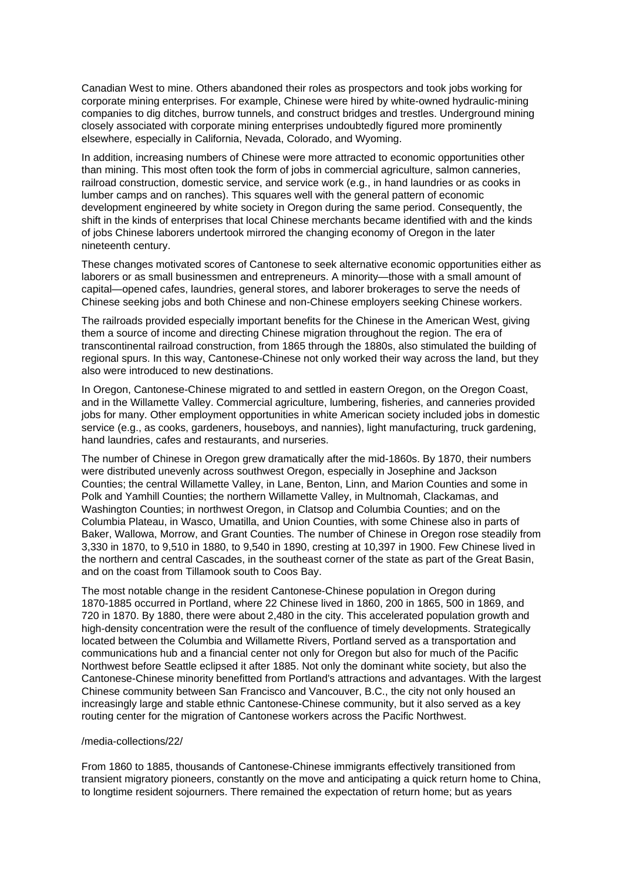Canadian West to mine. Others abandoned their roles as prospectors and took jobs working for corporate mining enterprises. For example, Chinese were hired by white-owned hydraulic-mining companies to dig ditches, burrow tunnels, and construct bridges and trestles. Underground mining closely associated with corporate mining enterprises undoubtedly figured more prominently elsewhere, especially in California, Nevada, Colorado, and Wyoming.

In addition, increasing numbers of Chinese were more attracted to economic opportunities other than mining. This most often took the form of jobs in commercial agriculture, salmon canneries, railroad construction, domestic service, and service work (e.g., in hand laundries or as cooks in lumber camps and on ranches). This squares well with the general pattern of economic development engineered by white society in Oregon during the same period. Consequently, the shift in the kinds of enterprises that local Chinese merchants became identified with and the kinds of jobs Chinese laborers undertook mirrored the changing economy of Oregon in the later nineteenth century.

These changes motivated scores of Cantonese to seek alternative economic opportunities either as laborers or as small businessmen and entrepreneurs. A minority—those with a small amount of capital—opened cafes, laundries, general stores, and laborer brokerages to serve the needs of Chinese seeking jobs and both Chinese and non-Chinese employers seeking Chinese workers.

The railroads provided especially important benefits for the Chinese in the American West, giving them a source of income and directing Chinese migration throughout the region. The era of transcontinental railroad construction, from 1865 through the 1880s, also stimulated the building of regional spurs. In this way, Cantonese-Chinese not only worked their way across the land, but they also were introduced to new destinations.

In Oregon, Cantonese-Chinese migrated to and settled in eastern Oregon, on the Oregon Coast, and in the Willamette Valley. Commercial agriculture, lumbering, fisheries, and canneries provided jobs for many. Other employment opportunities in white American society included jobs in domestic service (e.g., as cooks, gardeners, houseboys, and nannies), light manufacturing, truck gardening, hand laundries, cafes and restaurants, and nurseries.

The number of Chinese in Oregon grew dramatically after the mid-1860s. By 1870, their numbers were distributed unevenly across southwest Oregon, especially in Josephine and Jackson Counties; the central Willamette Valley, in Lane, Benton, Linn, and Marion Counties and some in Polk and Yamhill Counties; the northern Willamette Valley, in Multnomah, Clackamas, and Washington Counties; in northwest Oregon, in Clatsop and Columbia Counties; and on the Columbia Plateau, in Wasco, Umatilla, and Union Counties, with some Chinese also in parts of Baker, Wallowa, Morrow, and Grant Counties. The number of Chinese in Oregon rose steadily from 3,330 in 1870, to 9,510 in 1880, to 9,540 in 1890, cresting at 10,397 in 1900. Few Chinese lived in the northern and central Cascades, in the southeast corner of the state as part of the Great Basin, and on the coast from Tillamook south to Coos Bay.

The most notable change in the resident Cantonese-Chinese population in Oregon during 1870-1885 occurred in Portland, where 22 Chinese lived in 1860, 200 in 1865, 500 in 1869, and 720 in 1870. By 1880, there were about 2,480 in the city. This accelerated population growth and high-density concentration were the result of the confluence of timely developments. Strategically located between the Columbia and Willamette Rivers, Portland served as a transportation and communications hub and a financial center not only for Oregon but also for much of the Pacific Northwest before Seattle eclipsed it after 1885. Not only the dominant white society, but also the Cantonese-Chinese minority benefitted from Portland's attractions and advantages. With the largest Chinese community between San Francisco and Vancouver, B.C., the city not only housed an increasingly large and stable ethnic Cantonese-Chinese community, but it also served as a key routing center for the migration of Cantonese workers across the Pacific Northwest.

/media-collections/22/

From 1860 to 1885, thousands of Cantonese-Chinese immigrants effectively transitioned from transient migratory pioneers, constantly on the move and anticipating a quick return home to China, to longtime resident sojourners. There remained the expectation of return home; but as years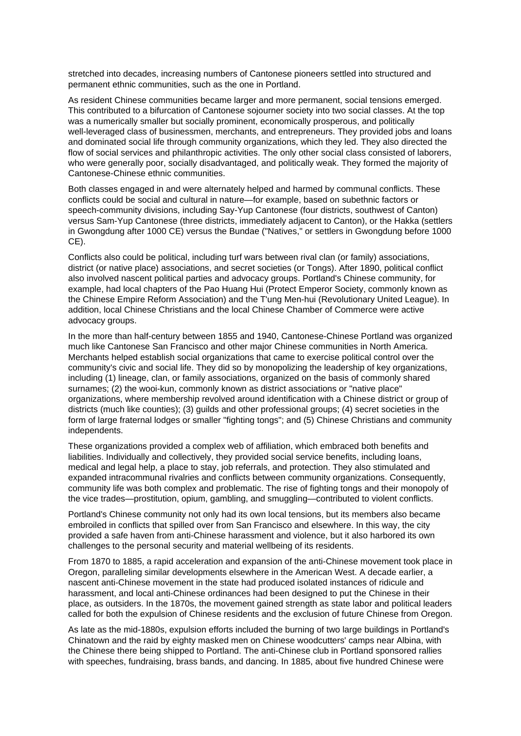stretched into decades, increasing numbers of Cantonese pioneers settled into structured and permanent ethnic communities, such as the one in Portland.

As resident Chinese communities became larger and more permanent, social tensions emerged. This contributed to a bifurcation of Cantonese sojourner society into two social classes. At the top was a numerically smaller but socially prominent, economically prosperous, and politically well-leveraged class of businessmen, merchants, and entrepreneurs. They provided jobs and loans and dominated social life through community organizations, which they led. They also directed the flow of social services and philanthropic activities. The only other social class consisted of laborers, who were generally poor, socially disadvantaged, and politically weak. They formed the majority of Cantonese-Chinese ethnic communities.

Both classes engaged in and were alternately helped and harmed by communal conflicts. These conflicts could be social and cultural in nature—for example, based on subethnic factors or speech-community divisions, including Say-Yup Cantonese (four districts, southwest of Canton) versus Sam-Yup Cantonese (three districts, immediately adjacent to Canton), or the Hakka (settlers in Gwongdung after 1000 CE) versus the Bundae ("Natives," or settlers in Gwongdung before 1000 CE).

Conflicts also could be political, including turf wars between rival clan (or family) associations, district (or native place) associations, and secret societies (or Tongs). After 1890, political conflict also involved nascent political parties and advocacy groups. Portland's Chinese community, for example, had local chapters of the Pao Huang Hui (Protect Emperor Society, commonly known as the Chinese Empire Reform Association) and the T'ung Men-hui (Revolutionary United League). In addition, local Chinese Christians and the local Chinese Chamber of Commerce were active advocacy groups.

In the more than half-century between 1855 and 1940, Cantonese-Chinese Portland was organized much like Cantonese San Francisco and other major Chinese communities in North America. Merchants helped establish social organizations that came to exercise political control over the community's civic and social life. They did so by monopolizing the leadership of key organizations, including (1) lineage, clan, or family associations, organized on the basis of commonly shared surnames; (2) the wooi-kun, commonly known as district associations or "native place" organizations, where membership revolved around identification with a Chinese district or group of districts (much like counties); (3) guilds and other professional groups; (4) secret societies in the form of large fraternal lodges or smaller "fighting tongs"; and (5) Chinese Christians and community independents.

These organizations provided a complex web of affiliation, which embraced both benefits and liabilities. Individually and collectively, they provided social service benefits, including loans, medical and legal help, a place to stay, job referrals, and protection. They also stimulated and expanded intracommunal rivalries and conflicts between community organizations. Consequently, community life was both complex and problematic. The rise of fighting tongs and their monopoly of the vice trades—prostitution, opium, gambling, and smuggling—contributed to violent conflicts.

Portland's Chinese community not only had its own local tensions, but its members also became embroiled in conflicts that spilled over from San Francisco and elsewhere. In this way, the city provided a safe haven from anti-Chinese harassment and violence, but it also harbored its own challenges to the personal security and material wellbeing of its residents.

From 1870 to 1885, a rapid acceleration and expansion of the anti-Chinese movement took place in Oregon, paralleling similar developments elsewhere in the American West. A decade earlier, a nascent anti-Chinese movement in the state had produced isolated instances of ridicule and harassment, and local anti-Chinese ordinances had been designed to put the Chinese in their place, as outsiders. In the 1870s, the movement gained strength as state labor and political leaders called for both the expulsion of Chinese residents and the exclusion of future Chinese from Oregon.

As late as the mid-1880s, expulsion efforts included the burning of two large buildings in Portland's Chinatown and the raid by eighty masked men on Chinese woodcutters' camps near Albina, with the Chinese there being shipped to Portland. The anti-Chinese club in Portland sponsored rallies with speeches, fundraising, brass bands, and dancing. In 1885, about five hundred Chinese were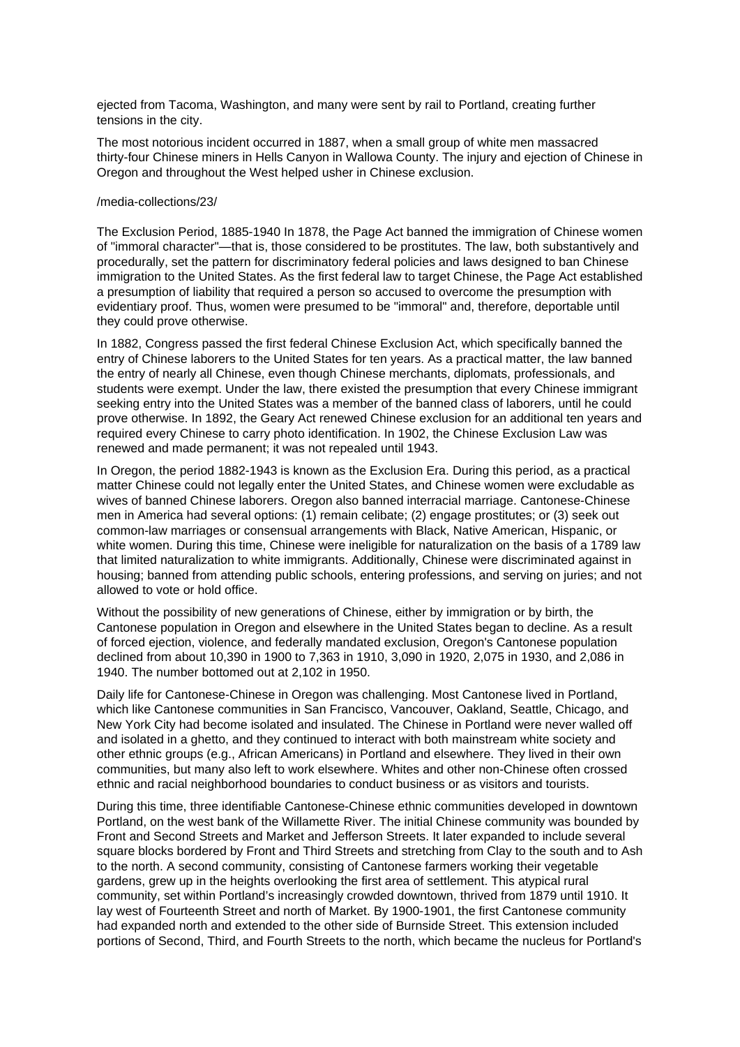ejected from Tacoma, Washington, and many were sent by rail to Portland, creating further tensions in the city.

The most notorious incident occurred in 1887, when a small group of white men massacred thirty-four Chinese miners in Hells Canyon in Wallowa County. The injury and ejection of Chinese in Oregon and throughout the West helped usher in Chinese exclusion.

/media-collections/23/

The Exclusion Period, 1885-1940 In 1878, the Page Act banned the immigration of Chinese women of "immoral character"—that is, those considered to be prostitutes. The law, both substantively and procedurally, set the pattern for discriminatory federal policies and laws designed to ban Chinese immigration to the United States. As the first federal law to target Chinese, the Page Act established a presumption of liability that required a person so accused to overcome the presumption with evidentiary proof. Thus, women were presumed to be "immoral" and, therefore, deportable until they could prove otherwise.

In 1882, Congress passed the first federal Chinese Exclusion Act, which specifically banned the entry of Chinese laborers to the United States for ten years. As a practical matter, the law banned the entry of nearly all Chinese, even though Chinese merchants, diplomats, professionals, and students were exempt. Under the law, there existed the presumption that every Chinese immigrant seeking entry into the United States was a member of the banned class of laborers, until he could prove otherwise. In 1892, the Geary Act renewed Chinese exclusion for an additional ten years and required every Chinese to carry photo identification. In 1902, the Chinese Exclusion Law was renewed and made permanent; it was not repealed until 1943.

In Oregon, the period 1882-1943 is known as the Exclusion Era. During this period, as a practical matter Chinese could not legally enter the United States, and Chinese women were excludable as wives of banned Chinese laborers. Oregon also banned interracial marriage. Cantonese-Chinese men in America had several options: (1) remain celibate; (2) engage prostitutes; or (3) seek out common-law marriages or consensual arrangements with Black, Native American, Hispanic, or white women. During this time, Chinese were ineligible for naturalization on the basis of a 1789 law that limited naturalization to white immigrants. Additionally, Chinese were discriminated against in housing; banned from attending public schools, entering professions, and serving on juries; and not allowed to vote or hold office.

Without the possibility of new generations of Chinese, either by immigration or by birth, the Cantonese population in Oregon and elsewhere in the United States began to decline. As a result of forced ejection, violence, and federally mandated exclusion, Oregon's Cantonese population declined from about 10,390 in 1900 to 7,363 in 1910, 3,090 in 1920, 2,075 in 1930, and 2,086 in 1940. The number bottomed out at 2,102 in 1950.

Daily life for Cantonese-Chinese in Oregon was challenging. Most Cantonese lived in Portland, which like Cantonese communities in San Francisco, Vancouver, Oakland, Seattle, Chicago, and New York City had become isolated and insulated. The Chinese in Portland were never walled off and isolated in a ghetto, and they continued to interact with both mainstream white society and other ethnic groups (e.g., African Americans) in Portland and elsewhere. They lived in their own communities, but many also left to work elsewhere. Whites and other non-Chinese often crossed ethnic and racial neighborhood boundaries to conduct business or as visitors and tourists.

During this time, three identifiable Cantonese-Chinese ethnic communities developed in downtown Portland, on the west bank of the Willamette River. The initial Chinese community was bounded by Front and Second Streets and Market and Jefferson Streets. It later expanded to include several square blocks bordered by Front and Third Streets and stretching from Clay to the south and to Ash to the north. A second community, consisting of Cantonese farmers working their vegetable gardens, grew up in the heights overlooking the first area of settlement. This atypical rural community, set within Portland's increasingly crowded downtown, thrived from 1879 until 1910. It lay west of Fourteenth Street and north of Market. By 1900-1901, the first Cantonese community had expanded north and extended to the other side of Burnside Street. This extension included portions of Second, Third, and Fourth Streets to the north, which became the nucleus for Portland's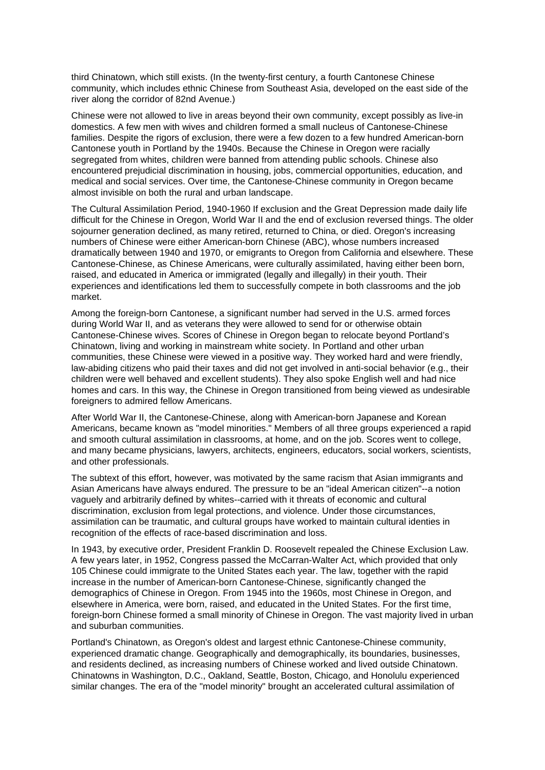third Chinatown, which still exists. (In the twenty-first century, a fourth Cantonese Chinese community, which includes ethnic Chinese from Southeast Asia, developed on the east side of the river along the corridor of 82nd Avenue.)

Chinese were not allowed to live in areas beyond their own community, except possibly as live-in domestics. A few men with wives and children formed a small nucleus of Cantonese-Chinese families. Despite the rigors of exclusion, there were a few dozen to a few hundred American-born Cantonese youth in Portland by the 1940s. Because the Chinese in Oregon were racially segregated from whites, children were banned from attending public schools. Chinese also encountered prejudicial discrimination in housing, jobs, commercial opportunities, education, and medical and social services. Over time, the Cantonese-Chinese community in Oregon became almost invisible on both the rural and urban landscape.

The Cultural Assimilation Period, 1940-1960 If exclusion and the Great Depression made daily life difficult for the Chinese in Oregon, World War II and the end of exclusion reversed things. The older sojourner generation declined, as many retired, returned to China, or died. Oregon's increasing numbers of Chinese were either American-born Chinese (ABC), whose numbers increased dramatically between 1940 and 1970, or emigrants to Oregon from California and elsewhere. These Cantonese-Chinese, as Chinese Americans, were culturally assimilated, having either been born, raised, and educated in America or immigrated (legally and illegally) in their youth. Their experiences and identifications led them to successfully compete in both classrooms and the job market.

Among the foreign-born Cantonese, a significant number had served in the U.S. armed forces during World War II, and as veterans they were allowed to send for or otherwise obtain Cantonese-Chinese wives. Scores of Chinese in Oregon began to relocate beyond Portland's Chinatown, living and working in mainstream white society. In Portland and other urban communities, these Chinese were viewed in a positive way. They worked hard and were friendly, law-abiding citizens who paid their taxes and did not get involved in anti-social behavior (e.g., their children were well behaved and excellent students). They also spoke English well and had nice homes and cars. In this way, the Chinese in Oregon transitioned from being viewed as undesirable foreigners to admired fellow Americans.

After World War II, the Cantonese-Chinese, along with American-born Japanese and Korean Americans, became known as "model minorities." Members of all three groups experienced a rapid and smooth cultural assimilation in classrooms, at home, and on the job. Scores went to college, and many became physicians, lawyers, architects, engineers, educators, social workers, scientists, and other professionals.

The subtext of this effort, however, was motivated by the same racism that Asian immigrants and Asian Americans have always endured. The pressure to be an "ideal American citizen"--a notion vaguely and arbitrarily defined by whites--carried with it threats of economic and cultural discrimination, exclusion from legal protections, and violence. Under those circumstances, assimilation can be traumatic, and cultural groups have worked to maintain cultural identies in recognition of the effects of race-based discrimination and loss.

In 1943, by executive order, President Franklin D. Roosevelt repealed the Chinese Exclusion Law. A few years later, in 1952, Congress passed the McCarran-Walter Act, which provided that only 105 Chinese could immigrate to the United States each year. The law, together with the rapid increase in the number of American-born Cantonese-Chinese, significantly changed the demographics of Chinese in Oregon. From 1945 into the 1960s, most Chinese in Oregon, and elsewhere in America, were born, raised, and educated in the United States. For the first time, foreign-born Chinese formed a small minority of Chinese in Oregon. The vast majority lived in urban and suburban communities.

Portland's Chinatown, as Oregon's oldest and largest ethnic Cantonese-Chinese community, experienced dramatic change. Geographically and demographically, its boundaries, businesses, and residents declined, as increasing numbers of Chinese worked and lived outside Chinatown. Chinatowns in Washington, D.C., Oakland, Seattle, Boston, Chicago, and Honolulu experienced similar changes. The era of the "model minority" brought an accelerated cultural assimilation of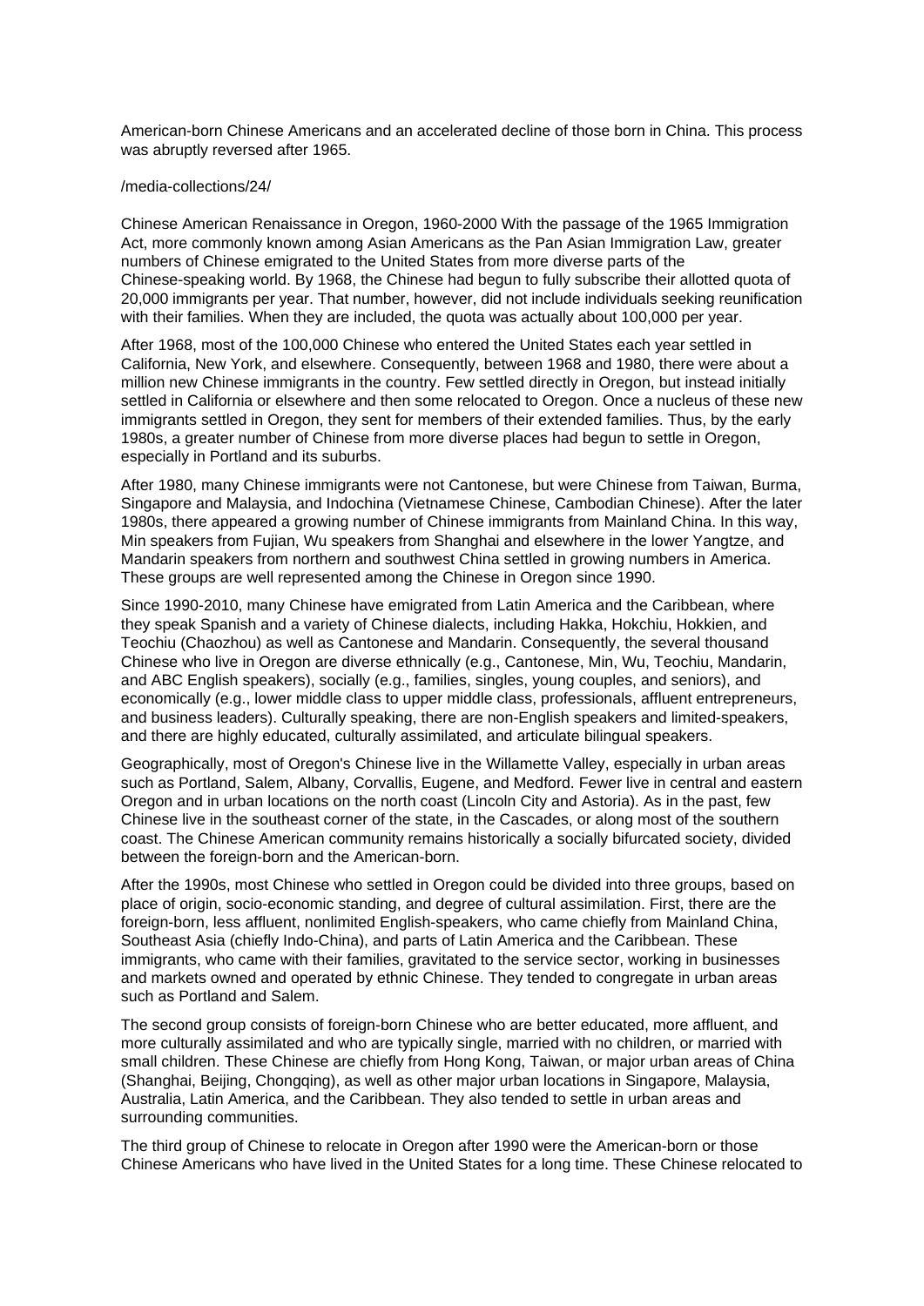American-born Chinese Americans and an accelerated decline of those born in China. This process was abruptly reversed after 1965.

/media-collections/24/

Chinese American Renaissance in Oregon, 1960-2000 With the passage of the 1965 Immigration Act, more commonly known among Asian Americans as the Pan Asian Immigration Law, greater numbers of Chinese emigrated to the United States from more diverse parts of the Chinese-speaking world. By 1968, the Chinese had begun to fully subscribe their allotted quota of 20,000 immigrants per year. That number, however, did not include individuals seeking reunification with their families. When they are included, the quota was actually about 100,000 per year.

After 1968, most of the 100,000 Chinese who entered the United States each year settled in California, New York, and elsewhere. Consequently, between 1968 and 1980, there were about a million new Chinese immigrants in the country. Few settled directly in Oregon, but instead initially settled in California or elsewhere and then some relocated to Oregon. Once a nucleus of these new immigrants settled in Oregon, they sent for members of their extended families. Thus, by the early 1980s, a greater number of Chinese from more diverse places had begun to settle in Oregon, especially in Portland and its suburbs.

After 1980, many Chinese immigrants were not Cantonese, but were Chinese from Taiwan, Burma, Singapore and Malaysia, and Indochina (Vietnamese Chinese, Cambodian Chinese). After the later 1980s, there appeared a growing number of Chinese immigrants from Mainland China. In this way, Min speakers from Fujian, Wu speakers from Shanghai and elsewhere in the lower Yangtze, and Mandarin speakers from northern and southwest China settled in growing numbers in America. These groups are well represented among the Chinese in Oregon since 1990.

Since 1990-2010, many Chinese have emigrated from Latin America and the Caribbean, where they speak Spanish and a variety of Chinese dialects, including Hakka, Hokchiu, Hokkien, and Teochiu (Chaozhou) as well as Cantonese and Mandarin. Consequently, the several thousand Chinese who live in Oregon are diverse ethnically (e.g., Cantonese, Min, Wu, Teochiu, Mandarin, and ABC English speakers), socially (e.g., families, singles, young couples, and seniors), and economically (e.g., lower middle class to upper middle class, professionals, affluent entrepreneurs, and business leaders). Culturally speaking, there are non-English speakers and limited-speakers, and there are highly educated, culturally assimilated, and articulate bilingual speakers.

Geographically, most of Oregon's Chinese live in the Willamette Valley, especially in urban areas such as Portland, Salem, Albany, Corvallis, Eugene, and Medford. Fewer live in central and eastern Oregon and in urban locations on the north coast (Lincoln City and Astoria). As in the past, few Chinese live in the southeast corner of the state, in the Cascades, or along most of the southern coast. The Chinese American community remains historically a socially bifurcated society, divided between the foreign-born and the American-born.

After the 1990s, most Chinese who settled in Oregon could be divided into three groups, based on place of origin, socio-economic standing, and degree of cultural assimilation. First, there are the foreign-born, less affluent, nonlimited English-speakers, who came chiefly from Mainland China, Southeast Asia (chiefly Indo-China), and parts of Latin America and the Caribbean. These immigrants, who came with their families, gravitated to the service sector, working in businesses and markets owned and operated by ethnic Chinese. They tended to congregate in urban areas such as Portland and Salem.

The second group consists of foreign-born Chinese who are better educated, more affluent, and more culturally assimilated and who are typically single, married with no children, or married with small children. These Chinese are chiefly from Hong Kong, Taiwan, or major urban areas of China (Shanghai, Beijing, Chongqing), as well as other major urban locations in Singapore, Malaysia, Australia, Latin America, and the Caribbean. They also tended to settle in urban areas and surrounding communities.

The third group of Chinese to relocate in Oregon after 1990 were the American-born or those Chinese Americans who have lived in the United States for a long time. These Chinese relocated to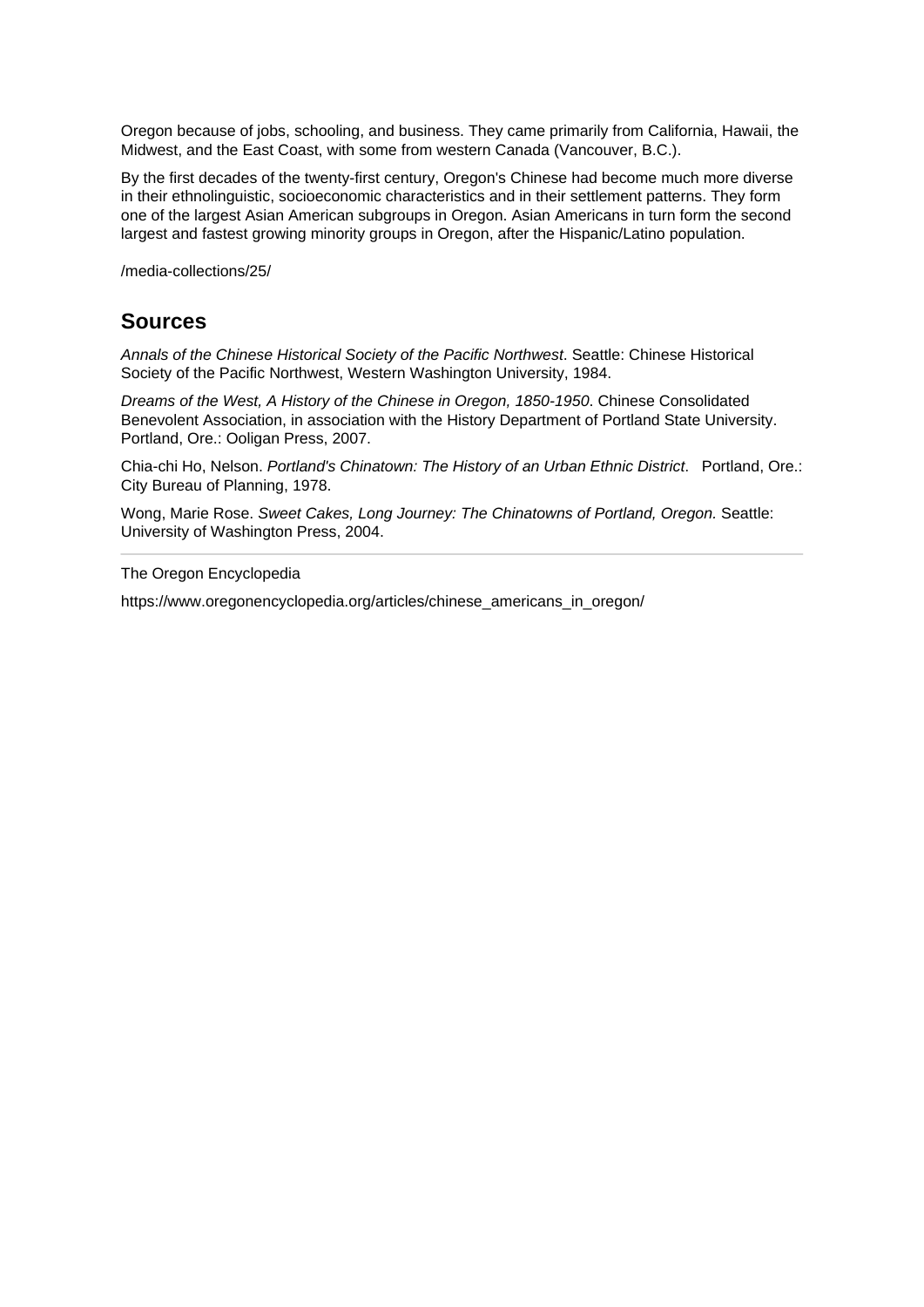Oregon because of jobs, schooling, and business. They came primarily from California, Hawaii, the Midwest, and the East Coast, with some from western Canada (Vancouver, B.C.).

By the first decades of the twenty-first century, Oregon's Chinese had become much more diverse in their ethnolinguistic, socioeconomic characteristics and in their settlement patterns. They form one of the largest Asian American subgroups in Oregon. Asian Americans in turn form the second largest and fastest growing minority groups in Oregon, after the Hispanic/Latino population.

/media-collections/25/

## Sources

*Annals of the Chinese Historical Society of the Pacific Northwest*. Seattle: Chinese Historical Society of the Pacific Northwest, Western Washington University, 1984.

*Dreams of the West, A History of the Chinese in Oregon, 1850-1950*. Chinese Consolidated Benevolent Association, in association with the History Department of Portland State University. Portland, Ore.: Ooligan Press, 2007.

Chia-chi Ho, Nelson. *Portland's Chinatown: The History of an Urban Ethnic District*. Portland, Ore.: City Bureau of Planning, 1978.

Wong, Marie Rose. *Sweet Cakes, Long Journey: The Chinatowns of Portland, Oregon.* Seattle: University of Washington Press, 2004.

---

The Oregon Encyclopedia

https://www.oregonencyclopedia.org/articles/chinese_americans_in_oregon/